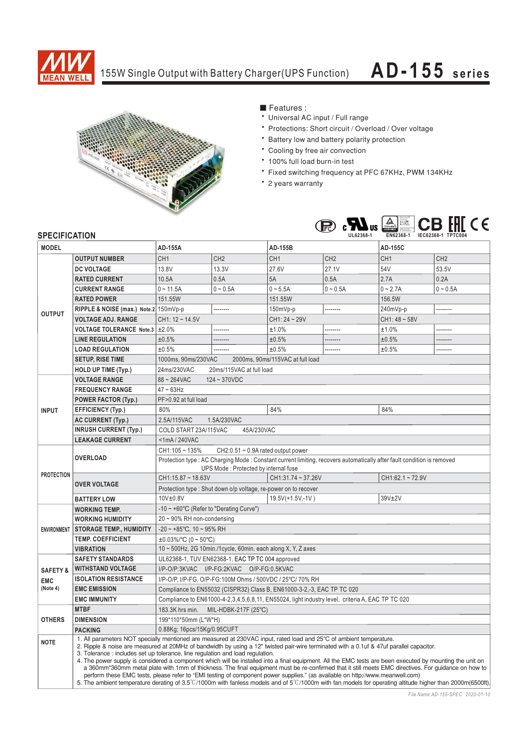# 155W Single Output with Battery Charger(UPS Function) AD-155 series

■ Features :

- Universal AC input / Full range
- Protections: Short circuit / Overload / Over voltage
- Battery low and battery polarity protection
- Cooling by free air convection
- 100% full load burn-in test
- Fixed switching frequency at PFC 67KHz, PWM 134KHz
- 2 years warranty

UL62368-1 EN62368-1 IEC62368-1 TPTC004

## SPECIFICATION

| MODEL | | AD-155A | | AD-155B | | AD-155C | |
|---|---|---|---|---|---|---|---|
| OUTPUT | OUTPUT NUMBER | CH1 | CH2 | CH1 | CH2 | CH1 | CH2 |
| | DC VOLTAGE | 13.8V | 13.3V | 27.6V | 27.1V | 54V | 53.5V |
| | RATED CURRENT | 10.5A | 0.5A | 5A | 0.5A | 2.7A | 0.2A |
| | CURRENT RANGE | 0 ~ 11.5A | 0 ~ 0.5A | 0 ~ 5.5A | 0 ~ 0.5A | 0 ~ 2.7A | 0 ~ 0.5A |
| | RATED POWER | 151.55W | | 151.55W | | 156.5W | |
| | RIPPLE & NOISE (max.) Note.2 | 150mVp-p | -------- | 150mVp-p | -------- | 240mVp-p | -------- |
| | VOLTAGE ADJ. RANGE | CH1: 12 ~ 14.5V | | CH1: 24 ~ 29V | | CH1: 48 ~ 58V | |
| | VOLTAGE TOLERANCE Note.3 | ±2.0% | -------- | ±1.0% | -------- | ±1.0% | -------- |
| | LINE REGULATION | ±0.5% | -------- | ±0.5% | -------- | ±0.5% | -------- |
| | LOAD REGULATION | ±0.5% | -------- | ±0.5% | -------- | ±0.5% | -------- |
| | SETUP, RISE TIME | 1000ms, 90ms/230VAC 2000ms, 90ms/115VAC at full load | | | | | |
| | HOLD UP TIME (Typ.) | 24ms/230VAC 20ms/115VAC at full load | | | | | |
| INPUT | VOLTAGE RANGE | 88 ~ 264VAC 124 ~ 370VDC | | | | | |
| | FREQUENCY RANGE | 47 ~ 63Hz | | | | | |
| | POWER FACTOR (Typ.) | PF>0.92 at full load | | | | | |
| | EFFICIENCY (Typ.) | 80% | | 84% | | 84% | |
| | AC CURRENT (Typ.) | 2.5A/115VAC 1.5A/230VAC | | | | | |
| | INRUSH CURRENT (Typ.) | COLD START 23A/115VAC 45A/230VAC | | | | | |
| | LEAKAGE CURRENT | <1mA / 240VAC | | | | | |
| PROTECTION | OVERLOAD | CH1:105 ~ 135% CH2:0.51 ~ 0.9A rated output power | | | | | |
| | | Protection type : AC Charging Mode : Constant current limiting, recovers automatically after fault condition is removed UPS Mode : Protected by internal fuse | | | | | |
| | OVER VOLTAGE | CH1:15.87 ~ 18.63V | | CH1:31.74 ~ 37.26V | | CH1:62.1 ~ 72.9V | |
| | | Protection type : Shut down o/p voltage, re-power on to recover | | | | | |
| | BATTERY LOW | 10V±0.8V | | 19.5V(+1.5V,-1V ) | | 39V±2V | |
| ENVIRONMENT | WORKING TEMP. | -10 ~ +60°C (Refer to "Derating Curve") | | | | | |
| | WORKING HUMIDITY | 20 ~ 90% RH non-condensing | | | | | |
| | STORAGE TEMP., HUMIDITY | -20 ~ +85°C, 10 ~ 95% RH | | | | | |
| | TEMP. COEFFICIENT | ±0.03%/°C (0 ~ 50°C) | | | | | |
| | VIBRATION | 10 ~ 500Hz, 2G 10min./1cycle, 60min. each along X, Y, Z axes | | | | | |
| SAFETY & EMC (Note 4) | SAFETY STANDARDS | UL62368-1, TUV EN62368-1, EAC TP TC 004 approved | | | | | |
| | WITHSTAND VOLTAGE | I/P-O/P:3KVAC I/P-FG:2KVAC O/P-FG:0.5KVAC | | | | | |
| | ISOLATION RESISTANCE | I/P-O/P, I/P-FG, O/P-FG:100M Ohms / 500VDC / 25°C/ 70% RH | | | | | |
| | EMC EMISSION | Compliance to EN55032 (CISPR32) Class B, EN61000-3-2,-3, EAC TP TC 020 | | | | | |
| | EMC IMMUNITY | Compliance to EN61000-4-2,3,4,5,6,8,11, EN55024, light industry level, criteria A, EAC TP TC 020 | | | | | |
| OTHERS | MTBF | 183.3K hrs min. MIL-HDBK-217F (25°C) | | | | | |
| | DIMENSION | 199*110*50mm (L*W*H) | | | | | |
| | PACKING | 0.88Kg; 16pcs/15Kg/0.95CUFT | | | | | |

**NOTE**

1. All parameters NOT specially mentioned are measured at 230VAC input, rated load and 25°C of ambient temperature.
2. Ripple & noise are measured at 20MHz of bandwidth by using a 12" twisted pair-wire terminated with a 0.1uf & 47uf parallel capacitor.
3. Tolerance : includes set up tolerance, line regulation and load regulation.
4. The power supply is considered a component which will be installed into a final equipment. All the EMC tests are been executed by mounting the unit on a 360mm*360mm metal plate with 1mm of thickness. The final equipment must be re-confirmed that it still meets EMC directives. For guidance on how to perform these EMC tests, please refer to "EMI testing of component power supplies." (as available on http://www.meanwell.com)
5. The ambient temperature derating of 3.5℃/1000m with fanless models and of 5℃/1000m with fan models for operating altitude higher than 2000m(6500ft).

File Name:AD-155-SPEC 2020-01-10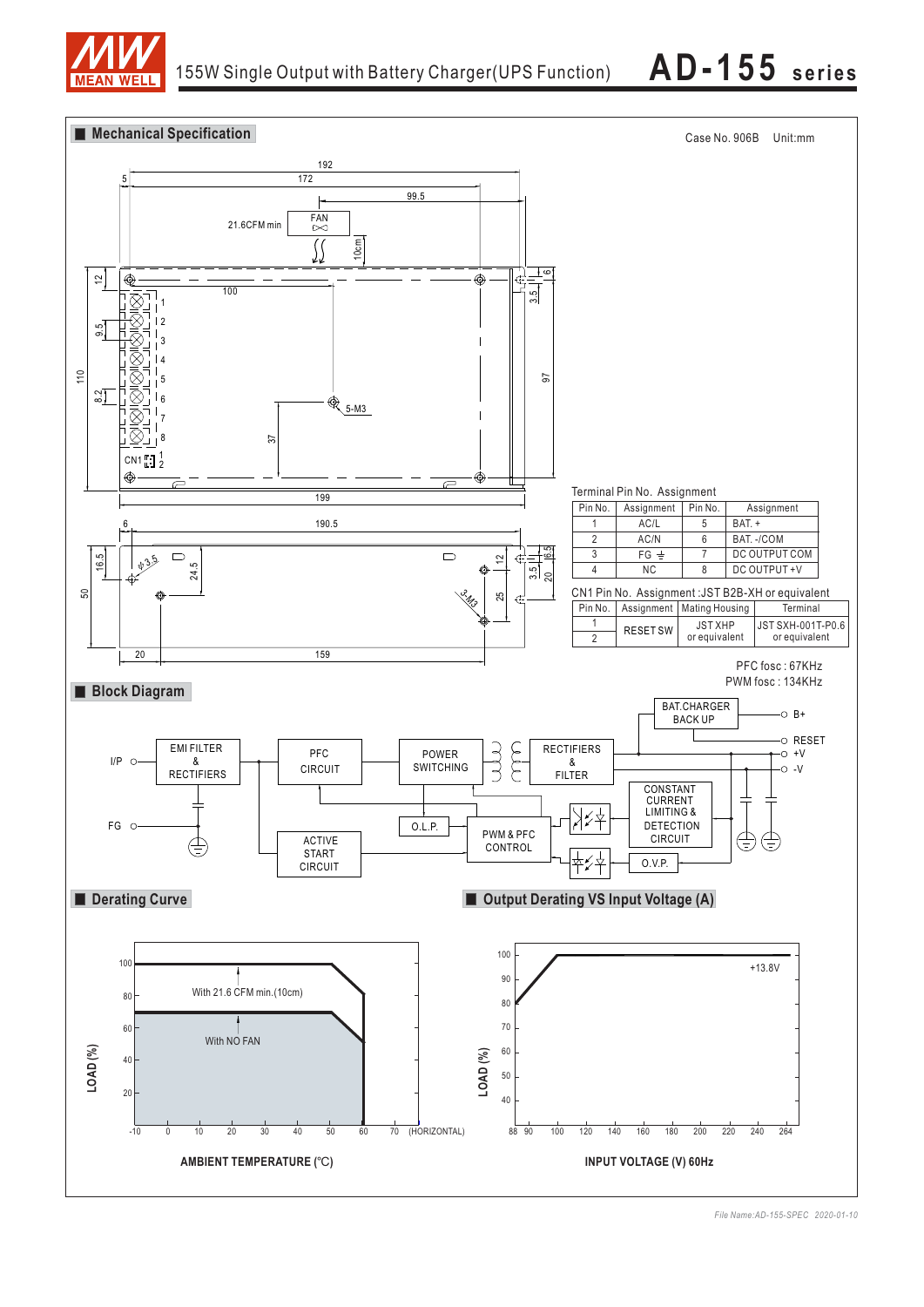## Mechanical Specification

Case No. 906B Unit:mm

192
5
172
99.5
FAN
21.6CFM min
10cm
12
6
3.5
100
9.5
110
97
8.2
5-M3
37
CN1 1 2
199
190.5
6
16.5
ϕ3.5
24.5
12
16.5
3.5
20
50
3-M3
25
20
159

Terminal Pin No. Assignment

| Pin No. | Assignment | Pin No. | Assignment |
|---|---|---|---|
| 1 | AC/L | 5 | BAT. + |
| 2 | AC/N | 6 | BAT. -/COM |
| 3 | FG ⏚ | 7 | DC OUTPUT COM |
| 4 | NC | 8 | DC OUTPUT +V |

CN1 Pin No. Assignment :JST B2B-XH or equivalent

| Pin No. | Assignment | Mating Housing | Terminal |
|---|---|---|---|
| 1 | RESET SW | JST XHP or equivalent | JST SXH-001T-P0.6 or equivalent |
| 2 | | | |

PFC fosc : 67KHz
PWM fosc : 134KHz

## Block Diagram

I/P
FG
EMI FILTER & RECTIFIERS
PFC CIRCUIT
POWER SWITCHING
RECTIFIERS & FILTER
BAT.CHARGER BACK UP
B+
RESET
+V
-V
O.L.P.
PWM & PFC CONTROL
ACTIVE START CIRCUIT
CONSTANT CURRENT LIMITING & DETECTION CIRCUIT
O.V.P.

## Derating Curve

LOAD (%)
100
80
60
40
20
With 21.6 CFM min.(10cm)
With NO FAN
-10 0 10 20 30 40 50 60 70 (HORIZONTAL)
AMBIENT TEMPERATURE (℃)

## Output Derating VS Input Voltage (A)

LOAD (%)
100
90
80
70
60
50
40
+13.8V
88 90 100 120 140 160 180 200 220 240 264
INPUT VOLTAGE (V) 60Hz

*File Name:AD-155-SPEC 2020-01-10*